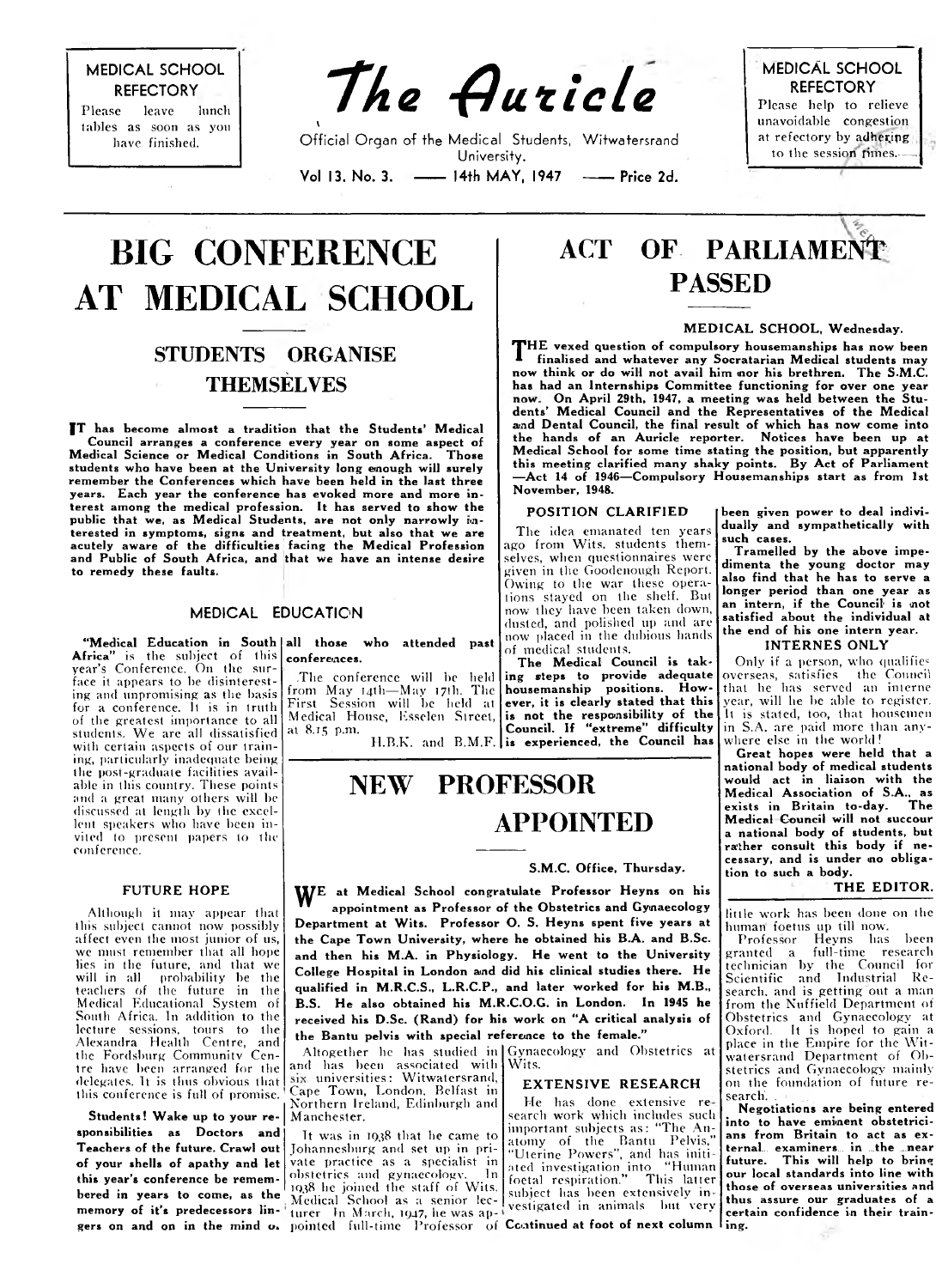**MEDICAL SCHOOL REFECTORY**

Please leave lunch tables as soon as you have finished.

# The Auricle

Official Organ of the Medical Students, Witwatersrand University.

Vol 13. No. 3. —— 14th MAY, 1947 —— Price 2d.

**MEDICAL SCHOOL REFECTORY**

Please help to relieve unavoidable congestion at refectory by adhering to the session times.

# BIG CONFERENCE AT MEDICAL SCHOOL

## STUDENTS ORGANISE THEMSELVES

**IT has become almost a tradition that the Students' Medical Council arranges a conference every year on some aspect of Medical Science or Medical Conditions in South Africa. Those students who have been at the University long enough will surely remember the Conferences which have been held in the last three years. Each year the conference has evoked more and more interest among the medical profession. It has served to show the public that we, as Medical Students, are not only narrowly interested in symptoms, signs and treatment, but also that we are acutely aware of the difficulties facing the Medical Profession and Public of South Africa, and that we have an intense desire to remedy these faults.**

### MEDICAL EDUCATION

**"Medical Education in South Africa"** is the subject of this year's Conference. On the surface it appears to be disinteresting and unpromising as the basis for a conference. It is in truth of the greatest importance to all students. We are all dissatisfied with certain aspects of our training, particularly inadequate being the post-graduate facilities available in this country. These points and a great many others will be discussed at length by the excellent speakers who have been invited to present papers to the conference.

### FUTURE HOPE

Although it may appear that this subject cannot now possibly affect even the most junior of us, we must remember that all hope lies in the future, and that we will in all probability be the teachers of the future in the Medical Educational System of South Africa. In addition to the lecture sessions, tours to the Alexandra Health Centre, and the Fordsburg Community Centre have been arranged for the delegates. It is thus obvious that this conference is full of promise.

**Students! Wake up to your responsibilities as Doctors and Teachers of the future. Crawl out of your shells of apathy and let this year's conference be remembered in years to come, as the memory of it's predecessors lingers on and on in the mind of all those who attended past conferences.**

The conference will be held from May 14th—May 17th. The First Session will be held at Medical House, Esselen Street, at 8.15 p.m.

H.B.K. and B.M.F.

# NEW PROFESSOR APPOINTED

S.M.C. Office, Thursday.

**WE at Medical School congratulate Professor Heyns on his appointment as Professor of the Obstetrics and Gynaecology Department at Wits. Professor O. S. Heyns spent five years at the Cape Town University, where he obtained his B.A. and B.Sc. and then his M.A. in Physiology. He went to the University College Hospital in London and did his clinical studies there. He qualified in M.R.C.S., L.R.C.P., and later worked for his M.B., B.S. He also obtained his M.R.C.O.G. in London. In 1945 he received his D.Sc. (Rand) for his work on "A critical analysis of the Bantu pelvis with special reference to the female."**

Altogether he has studied in and has been associated with six universities: Witwatersrand, Cape Town, London, Belfast in Northern Ireland, Edinburgh and Manchester.

It was in 1938 that he came to Johannesburg and set up in private practice as a specialist in obstetrics and gynaecology. In 1938 he joined the staff of Wits. Medical School as a senior lecturer. In March, 1947, he was appointed full-time Professor of Gynaecology and Obstetrics at Wits.

### EXTENSIVE RESEARCH

He has done extensive research work which includes such important subjects as: "The Anatomy of the Bantu Pelvis," "Uterine Powers", and has initiated investigation into "Human foetal respiration." This latter subject has been extensively investigated in animals but very little work has been done on the human foetus up till now.

Professor Heyns has been granted a full-time research technician by the Council for Scientific and Industrial Research, and is getting out a man from the Nuffield Department of Obstetrics and Gynaecology at Oxford. It is hoped to gain a place in the Empire for the Witwatersrand Department of Obstetrics and Gynaecology mainly on the foundation of future research.

**Negotiations are being entered into to have eminent obstetricians from Britain to act as external examiners in the near future. This will help to bring our local standards into line with those of overseas universities and thus assure our graduates of a certain confidence in their training.**

# ACT OF PARLIAMENT PASSED

MEDICAL SCHOOL, Wednesday.

**THE vexed question of compulsory housemanships has now been finalised and whatever any Socratarian Medical students may now think or do will not avail him nor his brethren. The S.M.C. has had an Internships Committee functioning for over one year now. On April 29th, 1947, a meeting was held between the Students' Medical Council and the Representatives of the Medical and Dental Council, the final result of which has now come into the hands of an Auricle reporter. Notices have been up at Medical School for some time stating the position, but apparently this meeting clarified many shaky points. By Act of Parliament —Act 14 of 1946—Compulsory Housemanships start as from 1st November, 1948.**

### POSITION CLARIFIED

The idea emanated ten years ago from Wits. students themselves, when questionnaires were given in the Goodenough Report. Owing to the war these operations stayed on the shelf. But now they have been taken down, dusted, and polished up and are now placed in the dubious hands of medical students.

**The Medical Council is taking steps to provide adequate housemanship positions. However, it is clearly stated that this is not the responsibility of the Council. If "extreme" difficulty is experienced, the Council has been given power to deal individually and sympathetically with such cases.**

**Tramelled by the above impedimenta the young doctor may also find that he has to serve a longer period than one year as an intern, if the Council is not satisfied about the individual at the end of his one intern year.**

### INTERNES ONLY

Only if a person, who qualifies overseas, satisfies the Council that he has served an interne year, will he be able to register. It is stated, too, that housemen in S.A. are paid more than anywhere else in the world!

**Great hopes were held that a national body of medical students would act in liaison with the Medical Association of S.A., as exists in Britain to-day. The Medical Council will not succour a national body of students, but rather consult this body if necessary, and is under no obligation to such a body.**

**THE EDITOR.**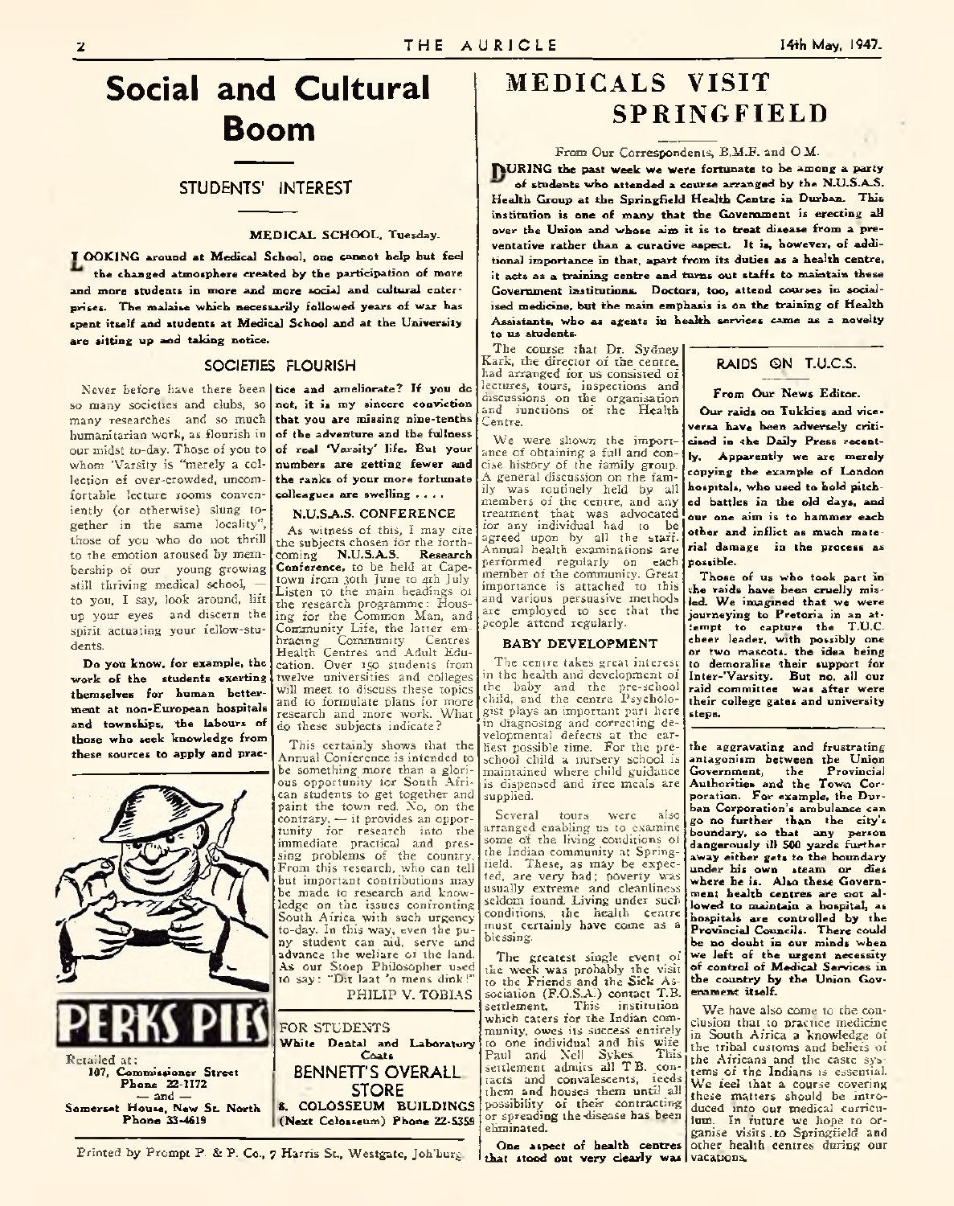# Social and Cultural Boom

## STUDENTS' INTEREST

MEDICAL SCHOOL, Tuesday.

**LOOKING around at Medical School, one cannot help but feel the changed atmosphere created by the participation of more and more students in more and more social and cultural enterprises. The malaise which necessarily followed years of war has spent itself and students at Medical School and at the University are sitting up and taking notice.**

### SOCIETIES FLOURISH

Never before have there been so many societies and clubs, so many researches and so much humanitarian work, as flourish in our midst to-day. Those of you to whom 'Varsity is "merely a collection of over-crowded, uncomfortable lecture rooms conveniently (or otherwise) slung together in the same locality", those of you who do not thrill to the emotion aroused by membership of our young growing still thriving medical school, — to you, I say, look around, lift up your eyes and discern the spirit actuating your fellow-students.

**Do you know, for example, the work of the students exerting themselves for human betterment at non-European hospitals and townships, the labours of those who seek knowledge from these sources to apply and practice and ameliorate? If you do not, it is my sincere conviction that you are missing nine-tenths of the adventure and the fullness of real 'Varsity' life. But your numbers are getting fewer and the ranks of your more fortunate colleagues are swelling . . . .**

### N.U.S.A.S. CONFERENCE

As witness of this, I may cite the subjects chosen for the forthcoming **N.U.S.A.S. Research Conference**, to be held at Capetown from 30th June to 4th July. Listen to the main headings of the research programme: Housing for the Common Man, and Community Life, the latter embracing Community Centres Health Centres and Adult Education. Over 150 students from twelve universities and colleges will meet to discuss these topics and to formulate plans for more research and more work. What do these subjects indicate?

This certainly shows that the Annual Conference is intended to be something more than a glorious opportunity for South African students to get together and paint the town red. No, on the contrary, — it provides an opportunity for research into the immediate practical and pressing problems of the country. From this research, who can tell but important contributions may be made to research and knowledge on the issues confronting South Africa with such urgency to-day. In this way, even the puny student can aid, serve and advance the welfare of the land. As our Stoep Philosopher used to say: "Dit laat 'n mens dink!"

PHILIP V. TOBIAS

**PERKS PIES**

Retailed at:
**107, Commissioner Street**
**Phone 22-1172**
— and —
**Somerset House, New St. North**
**Phone 33-4619**

FOR STUDENTS
**White Dental and Laboratory Coats**
**BENNETT'S OVERALL STORE**
**8, COLOSSEUM BUILDINGS**
**(Next Colosseum) Phone 22-5356**

# MEDICALS VISIT SPRINGFIELD

From Our Correspondents, B.M.F. and O.M.

**DURING the past week we were fortunate to be among a party of students who attended a course arranged by the N.U.S.A.S. Health Group at the Springfield Health Centre in Durban. This institution is one of many that the Government is erecting all over the Union and whose aim it is to treat disease from a preventative rather than a curative aspect. It is, however, of additional importance in that, apart from its duties as a health centre, it acts as a training centre and turns out staffs to maintain these Government institutions. Doctors, too, attend courses in socialised medicine, but the main emphasis is on the training of Health Assistants, who as agents in health services came as a novelty to us students.**

The course that Dr. Sydney Kark, the director of the centre, had arranged for us consisted of lectures, tours, inspections and discussions on the organisation and functions of the Health Centre.

We were shown the importance of obtaining a full and concise history of the family group. A general discussion on the family was routinely held by all members of the centre, and any treatment that was advocated for any individual had to be agreed upon by all the staff. Annual health examinations are performed regularly on each member of the community. Great importance is attached to this and various persuasive methods are employed to see that the people attend regularly.

### BABY DEVELOPMENT

The centre takes great interest in the health and development of the baby and the pre-school child, and the centre Psychologist plays an important part here in diagnosing and correcting developmental defects at the earliest possible time. For the pre-school child a nursery school is maintained where child guidance is dispensed and free meals are supplied.

Several tours were also arranged enabling us to examine some of the living conditions of the Indian community at Springfield. These, as may be expected, are very bad; poverty was usually extreme and cleanliness seldom found. Living under such conditions, the health centre must certainly have come as a blessing.

The greatest single event of the week was probably the visit to the Friends and the Sick Association (F.O.S.A.) contact T.B. settlement. This institution which caters for the Indian community, owes its success entirely to one individual and his wife Paul and Nell Sykes. This settlement admits all T.B. contacts and convalescents, feeds them and houses them until all possibility of their contracting or spreading the disease has been eliminated.

**One aspect of health centres that stood out very clearly was the aggravating and frustrating antagonism between the Union Government, the Provincial Authorities and the Town Corporation. For example, the Durban Corporation's ambulance can go no further than the city's boundary, so that any person dangerously ill 500 yards further away either gets to the boundary under his own steam or dies where he is. Also these Government health centres are not allowed to maintain a hospital, as hospitals are controlled by the Provincial Councils. There could be no doubt in our minds when we left of the urgent necessity of control of Medical Services in the country by the Union Government itself.**

We have also come to the conclusion that to practice medicine in South Africa a knowledge of the tribal customs and beliefs of the Africans and the caste systems of the Indians is essential. We feel that a course covering these matters should be introduced into our medical curriculum. In future we hope to organise visits to Springfield and other health centres during our vacations.

## RAIDS ON T.U.C.S.

From Our News Editor.

**Our raids on Tukkies and vice-versa have been adversely criticised in the Daily Press recently. Apparently we are merely copying the example of London hospitals, who used to hold pitched battles in the old days, and our one aim is to hammer each other and inflict as much material damage in the process as possible.**

**Those of us who took part in the raids have been cruelly misled. We imagined that we were journeying to Pretoria in an attempt to capture the T.U.C. cheer leader, with, possibly one or two mascots, the idea being to demoralise their support for Inter-'Varsity. But no, all our raid committee was after were their college gates and university steps.**

Printed by Prompt P. & P. Co., 7 Harris St., Westgate, Joh'burg.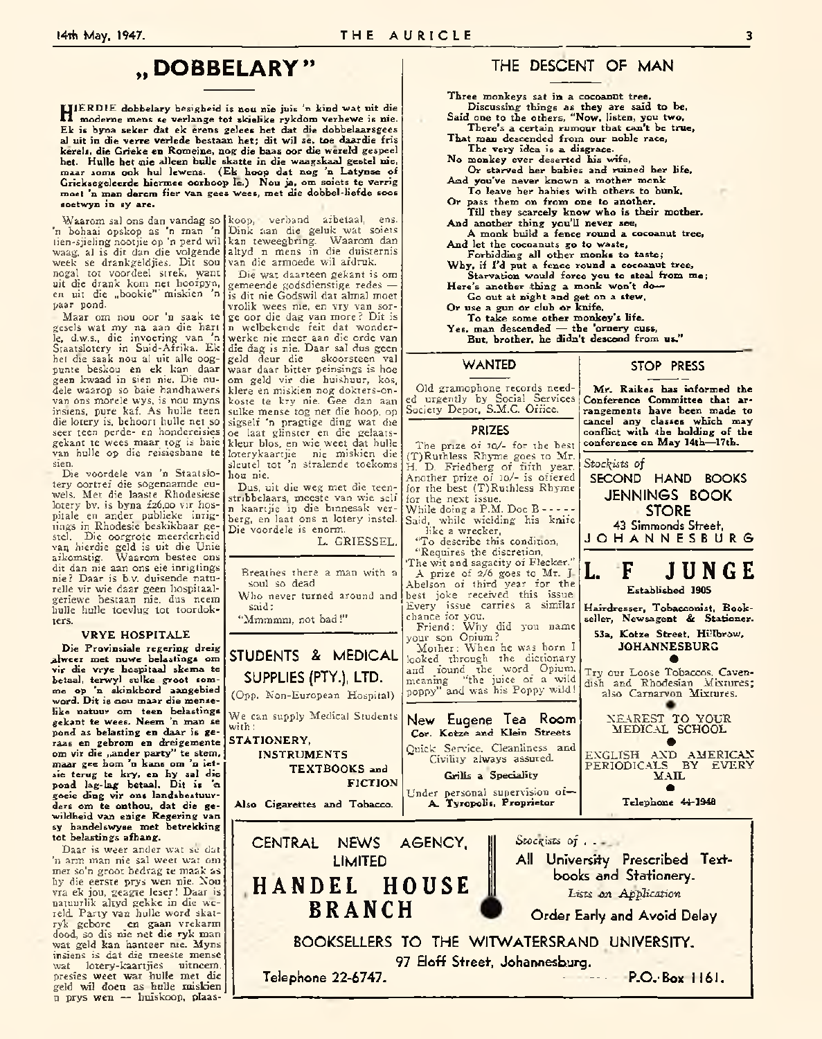# „DOBBELARY"

**HIERDIE dobbelary besigheid is nou nie juis 'n kind wat uit die moderne mens se verlange tot skielike rykdom verhewe is nie. Ek is byna seker dat ek êrens gelees het dat die dobbelaarsgees al uit in die verre verlede bestaan het; dit wil sê, toe daardie fris kêrels, die Grieke en Romeine, nog die baas oor die wêreld gespeel het. Hulle het nie alleen hulle skatte in die waagskaal gestel nie, maar soms ook hul lewens. (Ek hoop dat nog 'n Latynse of Grieksegeleerde hiermee oorhoop lê.) Nou ja, om soiets te verrig moet 'n man darem fier van gees wees, met die dobbel-liefde soos soetwyn in sy are.**

Waarom sal ons dan vandag so 'n bohaai opskop as 'n man 'n tien-sjieling nootjie op 'n perd wil waag, al is dit dan die volgende week se drankgeldjies. Dit sou nogal tot voordeel strek, want uit die drank kom net hoofpyn, en uit die „bookie" miskien 'n paar pond.

Maar om nou oor 'n saak te gesels wat my na aan die hart lê, d.w.s., die invoering van 'n Staatslotery in Suid-Afrika. Ek het die saak nou al uit alle oogpunte beskou en ek kan daar geen kwaad in sien nie. Die nudele waarop so baie handhawers van ons morele wys, is nou myns insiens, pure kaf. As hulle teen die lotery is, behoort hulle net so seer teen perde- en hondereisies gekant te wees maar tog is baie van hulle op die reisiesbane te sien.

Die voordele van 'n Staatslotery oortref die sogenaamde euwels. Met die laaste Rhodesiese lotery bv. is byna £26,00 vir hospitale en ander publieke inrigtings in Rhodesië beskikbaar gestel. Die oorgrote meerderheid van hierdie geld is uit die Unie afkomstig. Waarom bestee ons dit dan nie aan ons eie inrigtings nie? Daar is b.v. duisende naturelle vir wie daar geen hospitaalgeriewe bestaan nie, dus neem hulle hulle toevlug tot toordokters.

### VRYE HOSPITALE

**Die Provinsiale regering dreig alweer met nuwe belastings om vir die vrye hospitaal skema te betaal, terwyl sulke groot somme op 'n skinkbord aangebied word. Dit is nou maar die menslike natuur om teen belastings gekant te wees. Neem 'n man se pond as belasting en daar is geraas en gebrom en dreigemente om vir die „ander party" te stem, maar gee hom 'n kans om 'n ietsie terug te kry, en hy sal die pond lag-lag betaal. Dit is 'n goeie ding vir ons landsbestuurders om te onthou, dat die gewildheid van enige Regering van sy handelswyse met betrekking tot belastings afhang.**

Daar is weer ander wat sê dat 'n arm man nie sal weet wat om met so'n groot bedrag te maak as hy die eerste prys wen nie. Nou vra ek jou, geagte leser! Daar is natuurlik altyd gekke in die wêreld. Party van hulle word skatryk gebore en gaan vrekarm dood, so dis nie net die ryk man wat geld kan hanteer nie. Myns insiens is dat die meeste mense wat lotery-kaartjies uitneem, presies weet war hulle met die geld wil doen as hulle miskien 'n prys wen — huiskoop, plaaskoop, verband afbetaal, ens. Dink aan die geluk wat soiets kan teweegbring. Waarom dan altyd 'n mens in die duisternis van die armoede wil afdruk.

Die wat daarteen gekant is om gemeende godsdienstige redes — is dit nie Godswil dat almal moet vrolik wees nie, en vry van sorge oor die dag van more? Dit is 'n welbekende feit dat wonderwerke nie meer aan die orde van die dag is nie. Daar sal dus geen geld deur die skoorsteen val waar daar bitter peinsings is hoe om geld vir die huishuur, kos, klere en miskien nog doktersonkoste te kry nie. Gee dan aan sulke mense tog net die hoop, op sigself 'n pragtige ding wat die oë laat glinster en die gelaatskleur blos, en wie weet dat hulle loterykaartjie nie miskien die sleutel tot 'n stralende toekoms hou nie.

Dus, uit die weg met die teenstribbelaars, meeste van wie self 'n kaartjie in die binnesak verberg, en laat ons 'n lotery instel. Die voordele is enorm.

L. GRIESSEL.

---

Breathes there a man with a soul so dead
Who never turned around and said:
"Mmmmm, not bad!"

---

## STUDENTS & MEDICAL SUPPLIES (PTY.), LTD.

(Opp. Non-European Hospital)

We can supply Medical Students with:

STATIONERY,
INSTRUMENTS
TEXTBOOKS and
FICTION

Also Cigarettes and Tobacco.

---

# THE DESCENT OF MAN

**Three monkeys sat in a cocoanut tree,**
**Discussing things as they are said to be.**
**Said one to the others, "Now, listen, you two,**
**There's a certain rumour that can't be true,**
**That man descended from our noble race,**
**The very idea is a disgrace.**
**No monkey ever deserted his wife,**
**Or starved her babies and ruined her life.**
**And you've never known a mother monk**
**To leave her babies with others to bunk.**
**Or pass them on from one to another,**
**Till they scarcely know who is their mother.**
**And another thing you'll never see,**
**A monk build a fence round a cocoanut tree,**
**And let the cocoanuts go to waste,**
**Forbidding all other monks to taste;**
**Why, if I'd put a fence round a cocoanut tree,**
**Starvation would force you to steal from me;**
**Here's another thing a monk won't do—**
**Go out at night and get on a stew,**
**Or use a gun or club or knife,**
**To take some other monkey's life.**
**Yes, man descended — the 'ornery cuss,**
**But, brother, he didn't descend from us."**

---

## WANTED

Old gramophone records needed urgently by Social Services Society Depot, S.M.C. Office.

## PRIZES

The prize of 10/- for the best (T)Ruthless Rhyme goes to Mr. H. D. Friedberg of fifth year. Another prize of 10/- is offered for the best (T)Ruthless Rhyme for the next issue.

While doing a P.M. Doc B - - - - -
Said, while wielding his knife
like a wrecker,
"To describe this condition,
"Requires the discretion,
'The wit and sagacity of Flecker."

A prize of 2/6 goes to Mr. J. Abelson of third year for the best joke received this issue. Every issue carries a similar chance for you.

Friend: Why did you name your son Opium?

Mother: When he was born I looked through the dictionary and found the word Opium, meaning "the juice of a wild poppy" and was his Poppy wild!

---

## New Eugene Tea Room

**Cor. Kotze and Klein Streets**

Quick Service, Cleanliness and Civility always assured.

**Grills a Speciality**

Under personal supervision of—
**A. Tyropolis, Proprietor**

---

## STOP PRESS

**Mr. Raikes has informed the Conference Committee that arrangements have been made to cancel any classes which may conflict with the holding of the conference on May 14th—17th.**

---

*Stockists of*

SECOND HAND BOOKS

JENNINGS BOOK STORE

43 Simmonds Street,
JOHANNESBURG

---

# L. F JUNGE

**Established 1905**

**Hairdresser, Tobacconist, Bookseller, Newsagent & Stationer.**

**53a, Kotze Street, Hillbrow, JOHANNESBURG**

Try our Loose Tobaccos, Cavendish and Rhodesian Mixtures; also Carnarvon Mixtures.

NEAREST TO YOUR MEDICAL SCHOOL

ENGLISH AND AMERICAN PERIODICALS BY EVERY MAIL

**Telephone 44-1948**

---

CENTRAL NEWS AGENCY, LIMITED

## HANDEL HOUSE BRANCH

*Stockists of . . .*

All University Prescribed Textbooks and Stationery.

*Lists on Application*

Order Early and Avoid Delay

BOOKSELLERS TO THE WITWATERSRAND UNIVERSITY.

97 Eloff Street, Johannesburg.

Telephone 22-6747. P.O. Box 1161.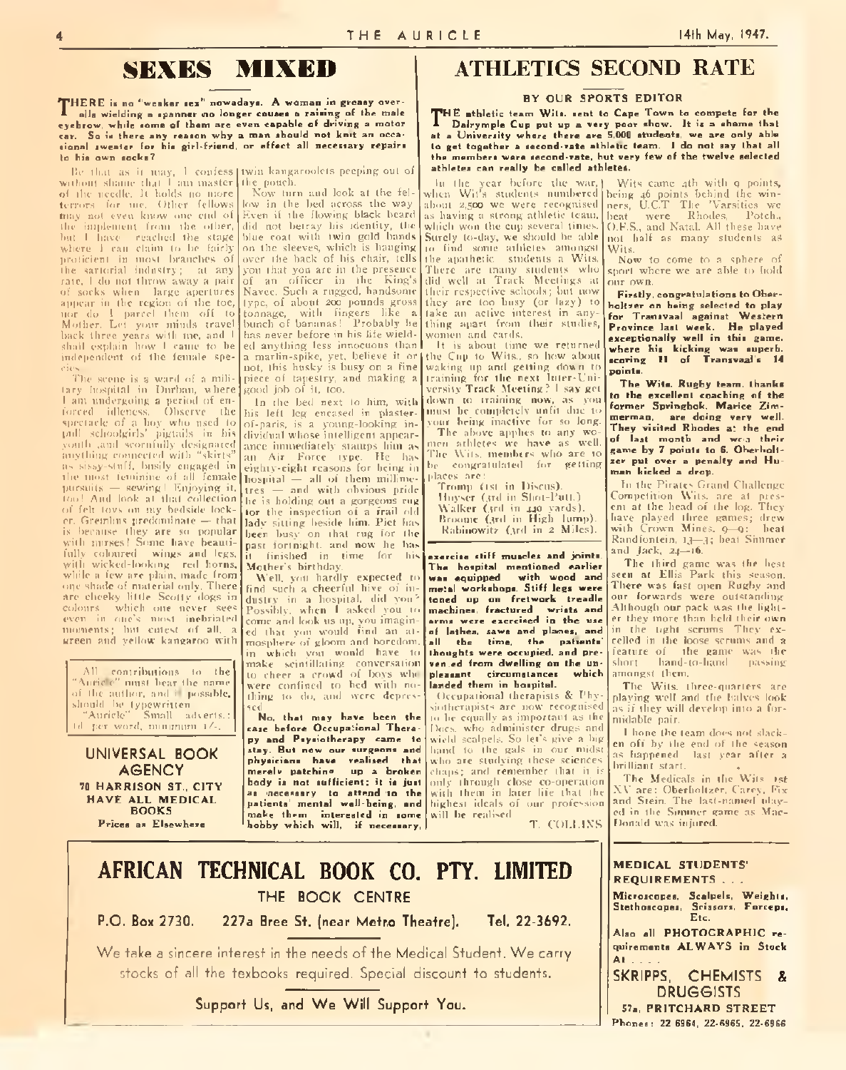## SEXES MIXED

**THERE is no "weaker sex" nowadays. A woman in greasy overalls wielding a spanner no longer causes a raising of the male eyebrow, while some of them are even capable of driving a motor car. So is there any reason why a man should not knit an occasional sweater for his girl-friend, or affect all necessary repairs to his own socks?**

Be that as it may, I confess without shame that I am master of the needle. It holds no more terrors for me. Other fellows may not even know one end of the implement from the other, but I have reached the stage where I can claim to be fairly proficient in most branches of the sartorial industry; at any rate, I do not throw away a pair of socks when large apertures appear in the region of the toe, nor do I parcel them off to Mother. Let your minds travel back three years with me, and I shall explain how I came to be independent of the female species.

The scene is a ward of a military hospital in Durban, where I am undergoing a period of enforced idleness. Observe the spectacle of a boy who used to pull schoolgirls' pigtails in his youth ,and scornfully designated anything connected with "skirts" as sissy-stuff, busily engaged in the most feminine of all female pursuits — sewing! Enjoying it, too! And look at that collection of felt toys on my bedside locker. Gremlins predominate — that is because they are so popular with nurses! Some have beautifully coloured wings and legs, with wicked-looking red horns, while a few are plain, made from one shade of material only. There are cheeky little Scotty dogs in colours which one never sees even in one's most inebriated moments; but cutest of all, a green and yellow kangaroo with twin kangarooiets peeping out of the pouch.

Now turn and look at the fellow in the bed across the way. Even if the flowing black beard did not betray his identity, the blue coat with twin gold bands on the sleeves, which is hanging over the back of his chair, tells you that you are in the presence of an officer in the King's Navee. Such a rugged, handsome type, of about 200 pounds gross tonnage, with fingers like a bunch of bananas! Probably he has never before in his life wielded anything less innocuous than a marlin-spike, yet, believe it or not, this husky is busy on a fine piece of tapestry, and making a good job of it, too.

In the bed next to him, with his left leg encased in plaster-of-paris, is a young-looking individual whose intelligent appearance immediately stamps him as an Air Force type. He has eighty-eight reasons for being in hospital — all of them millimetres — and with obvious pride he is holding out a gorgeous rug for the inspection of a frail old lady sitting beside him. Piet has been busy on that rug for the past fortnight, and now he has it finished in time for his Mother's birthday.

Well, you hardly expected to find such a cheerful hive of industry in a hospital, did you? Possibly, when I asked you to come and look us up, you imagined that you would find an atmosphere of gloom and boredom, in which you would have to make scintillating conversation to cheer a crowd of boys who were confined to bed with nothing to do, and were depressed.

**No, that may have been the case before Occupational Therapy and Physiotherapy came to stay. But now our surgeons and physicians have realised that merely patching up a broken body is not sufficient; it is just as necessary to attend to the patients' mental well-being, and make them interested in some hobby which will, if necessary, exercise stiff muscles and joints. The hospital mentioned earlier was equipped with wood and metal workshops. Stiff legs were toned up on fretwork treadle machines, fractured wrists and arms were exercised in the use of lathes, saws and planes, and all the time, the patients' thoughts were occupied, and prevented from dwelling on the unpleasant circumstances which landed them in hospital.**

Occupational therapists & Physiotherapists are now recognised to be equally as important as the Docs. who administer drugs and wield scalpels. So let's give a big hand to the gals in our midst who are studying these sciences chaps; and remember that it is only through close co-operation with them in later life that the highest ideals of our profession will be realised.

T. COLLINS

All contributions to the "Auricle" must bear the name of the author, and if possible, should be typewritten.
"Auricle" Small adverts.: 1d. per word, minimum 1/-.

**UNIVERSAL BOOK AGENCY**
**70 HARRISON ST., CITY**
**HAVE ALL MEDICAL BOOKS**
**Prices as Elsewhere**

## ATHLETICS SECOND RATE

**BY OUR SPORTS EDITOR**

**THE athletic team Wits. sent to Cape Town to compete for the Dalrymple Cup put up a very poor show. It is a shame that at a University where there are 5,000 students, we are only able to get together a second-rate athletic team. I do not say that all the members were second-rate, but very few of the twelve selected athletes can really be called athletes.**

In the year before the war, when Wit's students numbered about 2,500 we were recognised as having a strong athletic team, which won the cup several times. Surely to-day, we should be able to find some athletes amongst the apathetic students a Wits. There are many students who did well at Track Meetings at their respective schools; but now they are too busy (or lazy) to take an active interest in anything apart from their studies, women and cards.

It is about time we returned the Cup to Wits., so how about waking up and getting down to training for the next Inter-University Track Meeting? I say get down to training now, as you must be completely unfit due to your being inactive for so long.

The above applies to any women athletes we have as well. The Wits. members who are to be congratulated for getting places are:

Tromp (1st in Discus).
Huyser (3rd in Shot-Putt.)
Walker (3rd in 440 yards).
Broome (3rd in High Jump).
Rabinowitz (3rd in 2 Miles).

Wits came 4th with 9 points, being 46 points behind the winners, U.C.T. The 'Varsities we beat were Rhodes, Potch., O.F.S., and Natal. All these have not half as many students as Wits.

Now to come to a sphere of sport where we are able to hold our own.

**Firstly, congratulations to Oberholtzer on being selected to play for Transvaal against Western Province last week. He played exceptionally well in this game, where his kicking was superb, scoring 11 of Transvaal's 14 points.**

**The Wits. Rugby team, thanks to the excellent coaching of the former Springbok, Marice Zimmerman, are doing very well. They visited Rhodes at the end of last month and won their game by 7 points to 6. Oberholtzer put over a penalty and Human kicked a drop.**

In the Pirates Grand Challenge Competition Wits. are at present at the head of the log. They have played three games; drew with Crown Mines, 9—9; beat Randfontein, 13—3; beat Simmer and Jack, 24—16.

The third game was the best seen at Ellis Park this season. There was fast open Rugby and our forwards were outstanding. Although our pack was the lighter they more than held their own in the tight scrums. They excelled in the loose scrums and a feature of the game was the short hand-to-hand passing amongst them.

The Wits. three-quarters are playing well and the halves look as if they will develop into a formidable pair.

I hope the team does not slacken off by the end of the season as happened last year after a brilliant start.

The Medicals in the Wits 1st XV are: Oberholtzer, Carey, Fix and Stein. The last-named played in the Simmer game as MacDonald was injured.

## AFRICAN TECHNICAL BOOK CO. PTY. LIMITED

THE BOOK CENTRE

P.O. Box 2730. 227a Bree St. (near Metro Theatre). Tel. 22-3692.

We take a sincere interest in the needs of the Medical Student. We carry stocks of all the texbooks required. Special discount to students.

Support Us, and We Will Support You.

**MEDICAL STUDENTS' REQUIREMENTS . . .**

**Microscopes, Scalpels, Weights, Stethoscopes, Scissors, Forceps, Etc.**

Also all **PHOTOGRAPHIC** requirements **ALWAYS** in Stock At . . . .

**SKRIPPS, CHEMISTS & DRUGGISTS**
**57a, PRITCHARD STREET**
**Phones: 22 6964, 22-6965, 22-6966**